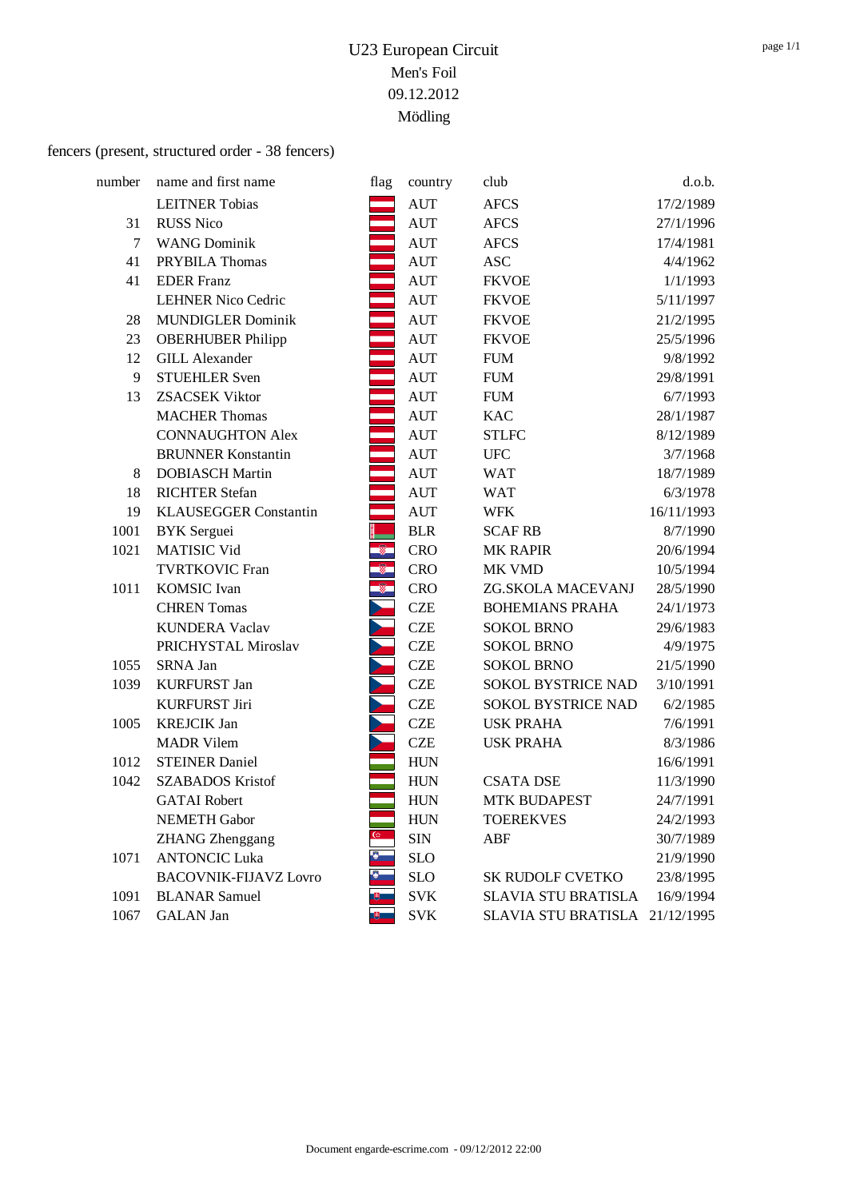# U23 European Circuit

Men's Foil

09.12.2012

Mödling

fencers (present, structured order - 38 fencers)

| number | name and first name | flag | country | club | d.o.b. |
|---|---|---|---|---|---|
| | LEITNER Tobias | | AUT | AFCS | 17/2/1989 |
| 31 | RUSS Nico | | AUT | AFCS | 27/1/1996 |
| 7 | WANG Dominik | | AUT | AFCS | 17/4/1981 |
| 41 | PRYBILA Thomas | | AUT | ASC | 4/4/1962 |
| 41 | EDER Franz | | AUT | FKVOE | 1/1/1993 |
| | LEHNER Nico Cedric | | AUT | FKVOE | 5/11/1997 |
| 28 | MUNDIGLER Dominik | | AUT | FKVOE | 21/2/1995 |
| 23 | OBERHUBER Philipp | | AUT | FKVOE | 25/5/1996 |
| 12 | GILL Alexander | | AUT | FUM | 9/8/1992 |
| 9 | STUEHLER Sven | | AUT | FUM | 29/8/1991 |
| 13 | ZSACSEK Viktor | | AUT | FUM | 6/7/1993 |
| | MACHER Thomas | | AUT | KAC | 28/1/1987 |
| | CONNAUGHTON Alex | | AUT | STLFC | 8/12/1989 |
| | BRUNNER Konstantin | | AUT | UFC | 3/7/1968 |
| 8 | DOBIASCH Martin | | AUT | WAT | 18/7/1989 |
| 18 | RICHTER Stefan | | AUT | WAT | 6/3/1978 |
| 19 | KLAUSEGGER Constantin | | AUT | WFK | 16/11/1993 |
| 1001 | BYK Serguei | | BLR | SCAF RB | 8/7/1990 |
| 1021 | MATISIC Vid | | CRO | MK RAPIR | 20/6/1994 |
| | TVRTKOVIC Fran | | CRO | MK VMD | 10/5/1994 |
| 1011 | KOMSIC Ivan | | CRO | ZG.SKOLA MACEVANJ | 28/5/1990 |
| | CHREN Tomas | | CZE | BOHEMIANS PRAHA | 24/1/1973 |
| | KUNDERA Vaclav | | CZE | SOKOL BRNO | 29/6/1983 |
| | PRICHYSTAL Miroslav | | CZE | SOKOL BRNO | 4/9/1975 |
| 1055 | SRNA Jan | | CZE | SOKOL BRNO | 21/5/1990 |
| 1039 | KURFURST Jan | | CZE | SOKOL BYSTRICE NAD | 3/10/1991 |
| | KURFURST Jiri | | CZE | SOKOL BYSTRICE NAD | 6/2/1985 |
| 1005 | KREJCIK Jan | | CZE | USK PRAHA | 7/6/1991 |
| | MADR Vilem | | CZE | USK PRAHA | 8/3/1986 |
| 1012 | STEINER Daniel | | HUN | | 16/6/1991 |
| 1042 | SZABADOS Kristof | | HUN | CSATA DSE | 11/3/1990 |
| | GATAI Robert | | HUN | MTK BUDAPEST | 24/7/1991 |
| | NEMETH Gabor | | HUN | TOEREKVES | 24/2/1993 |
| | ZHANG Zhenggang | | SIN | ABF | 30/7/1989 |
| 1071 | ANTONCIC Luka | | SLO | | 21/9/1990 |
| | BACOVNIK-FIJAVZ Lovro | | SLO | SK RUDOLF CVETKO | 23/8/1995 |
| 1091 | BLANAR Samuel | | SVK | SLAVIA STU BRATISLA | 16/9/1994 |
| 1067 | GALAN Jan | | SVK | SLAVIA STU BRATISLA | 21/12/1995 |

Document engarde-escrime.com - 09/12/2012 22:00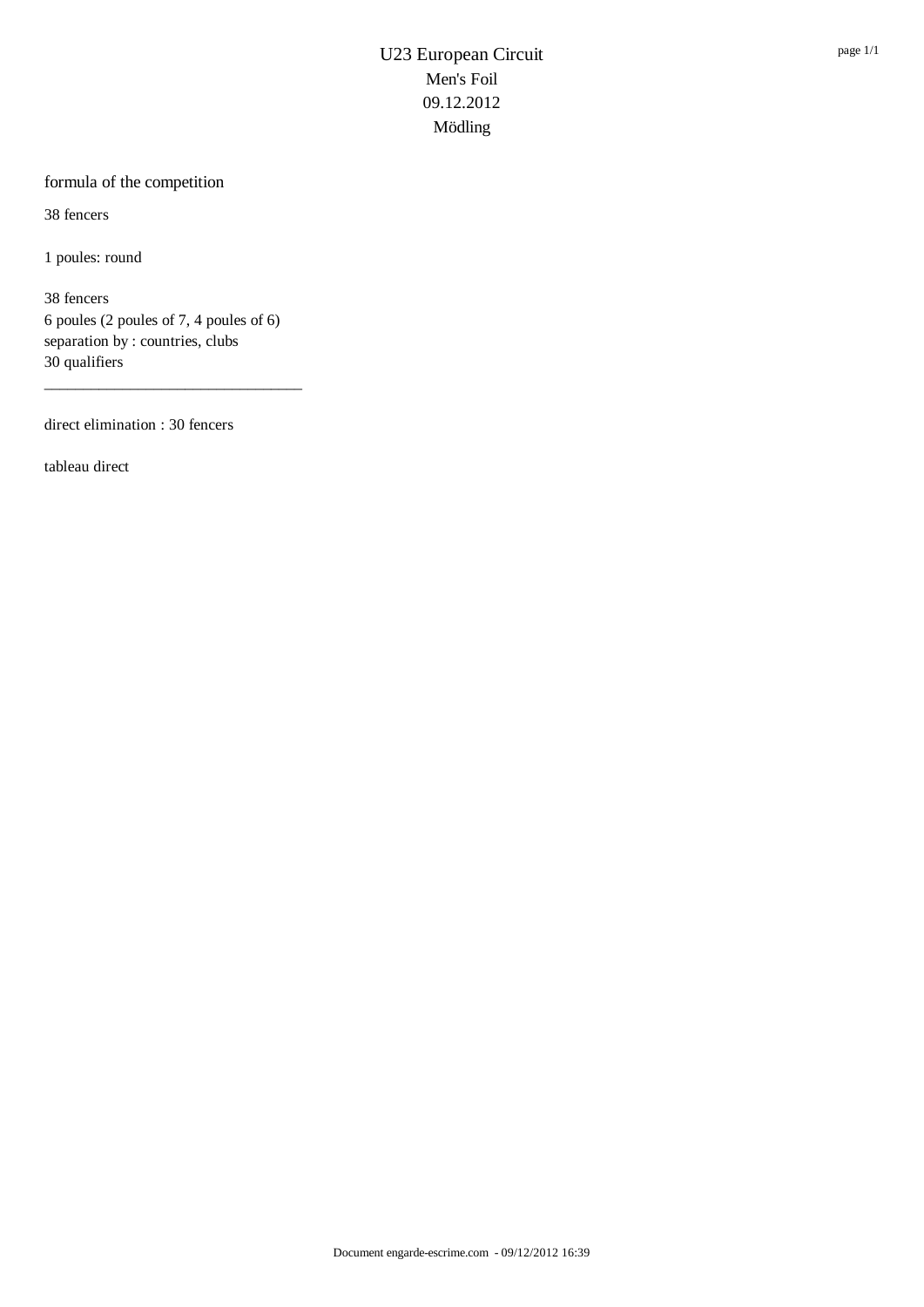# U23 European Circuit

Men's Foil
09.12.2012
Mödling

## formula of the competition

38 fencers

1 poules: round

38 fencers
6 poules (2 poules of 7, 4 poules of 6)
separation by : countries, clubs
30 qualifiers

---

direct elimination : 30 fencers

tableau direct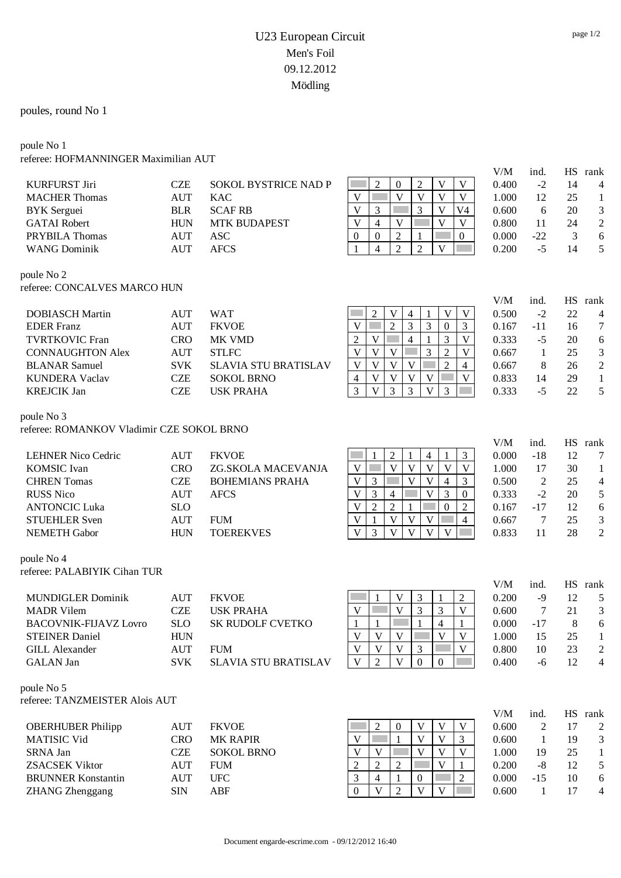# U23 European Circuit
## Men's Foil
## 09.12.2012
## Mödling

poules, round No 1

poule No 1
referee: HOFMANNINGER Maximilian AUT

| Name | Nation | Club | 1 | 2 | 3 | 4 | 5 | 6 | V/M | ind. | HS | rank |
|---|---|---|---|---|---|---|---|---|---|---|---|---|
| KURFURST Jiri | CZE | SOKOL BYSTRICE NAD P | | 2 | 0 | 2 | V | V | 0.400 | -2 | 14 | 4 |
| MACHER Thomas | AUT | KAC | V | | V | V | V | V | 1.000 | 12 | 25 | 1 |
| BYK Serguei | BLR | SCAF RB | V | 3 | | 3 | V | V4 | 0.600 | 6 | 20 | 3 |
| GATAI Robert | HUN | MTK BUDAPEST | V | 4 | V | | V | V | 0.800 | 11 | 24 | 2 |
| PRYBILA Thomas | AUT | ASC | 0 | 0 | 2 | 1 | | 0 | 0.000 | -22 | 3 | 6 |
| WANG Dominik | AUT | AFCS | 1 | 4 | 2 | 2 | V | | 0.200 | -5 | 14 | 5 |

poule No 2
referee: CONCALVES MARCO HUN

| Name | Nation | Club | 1 | 2 | 3 | 4 | 5 | 6 | 7 | V/M | ind. | HS | rank |
|---|---|---|---|---|---|---|---|---|---|---|---|---|---|
| DOBIASCH Martin | AUT | WAT | | 2 | V | 4 | 1 | V | V | 0.500 | -2 | 22 | 4 |
| EDER Franz | AUT | FKVOE | V | | 2 | 3 | 3 | 0 | 3 | 0.167 | -11 | 16 | 7 |
| TVRTKOVIC Fran | CRO | MK VMD | 2 | V | | 4 | 1 | 3 | V | 0.333 | -5 | 20 | 6 |
| CONNAUGHTON Alex | AUT | STLFC | V | V | V | | 3 | 2 | V | 0.667 | 1 | 25 | 3 |
| BLANAR Samuel | SVK | SLAVIA STU BRATISLAV | V | V | V | V | | 2 | 4 | 0.667 | 8 | 26 | 2 |
| KUNDERA Vaclav | CZE | SOKOL BRNO | 4 | V | V | V | V | | V | 0.833 | 14 | 29 | 1 |
| KREJCIK Jan | CZE | USK PRAHA | 3 | V | 3 | 3 | V | 3 | | 0.333 | -5 | 22 | 5 |

poule No 3
referee: ROMANKOV Vladimir CZE SOKOL BRNO

| Name | Nation | Club | 1 | 2 | 3 | 4 | 5 | 6 | 7 | V/M | ind. | HS | rank |
|---|---|---|---|---|---|---|---|---|---|---|---|---|---|
| LEHNER Nico Cedric | AUT | FKVOE | | 1 | 2 | 1 | 4 | 1 | 3 | 0.000 | -18 | 12 | 7 |
| KOMSIC Ivan | CRO | ZG.SKOLA MACEVANJA | V | | V | V | V | V | V | 1.000 | 17 | 30 | 1 |
| CHREN Tomas | CZE | BOHEMIANS PRAHA | V | 3 | | V | V | 4 | 3 | 0.500 | 2 | 25 | 4 |
| RUSS Nico | AUT | AFCS | V | 3 | 4 | | V | 3 | 0 | 0.333 | -2 | 20 | 5 |
| ANTONCIC Luka | SLO | | V | 2 | 2 | 1 | | 0 | 2 | 0.167 | -17 | 12 | 6 |
| STUEHLER Sven | AUT | FUM | V | 1 | V | V | V | | 4 | 0.667 | 7 | 25 | 3 |
| NEMETH Gabor | HUN | TOEREKVES | V | 3 | V | V | V | V | | 0.833 | 11 | 28 | 2 |

poule No 4
referee: PALABIYIK Cihan TUR

| Name | Nation | Club | 1 | 2 | 3 | 4 | 5 | 6 | V/M | ind. | HS | rank |
|---|---|---|---|---|---|---|---|---|---|---|---|---|
| MUNDIGLER Dominik | AUT | FKVOE | | 1 | V | 3 | 1 | 2 | 0.200 | -9 | 12 | 5 |
| MADR Vilem | CZE | USK PRAHA | V | | V | 3 | 3 | V | 0.600 | 7 | 21 | 3 |
| BACOVNIK-FIJAVZ Lovro | SLO | SK RUDOLF CVETKO | 1 | 1 | | 1 | 4 | 1 | 0.000 | -17 | 8 | 6 |
| STEINER Daniel | HUN | | V | V | V | | V | V | 1.000 | 15 | 25 | 1 |
| GILL Alexander | AUT | FUM | V | V | V | 3 | | V | 0.800 | 10 | 23 | 2 |
| GALAN Jan | SVK | SLAVIA STU BRATISLAV | V | 2 | V | 0 | 0 | | 0.400 | -6 | 12 | 4 |

poule No 5
referee: TANZMEISTER Alois AUT

| Name | Nation | Club | 1 | 2 | 3 | 4 | 5 | 6 | V/M | ind. | HS | rank |
|---|---|---|---|---|---|---|---|---|---|---|---|---|
| OBERHUBER Philipp | AUT | FKVOE | | 2 | 0 | V | V | V | 0.600 | 2 | 17 | 2 |
| MATISIC Vid | CRO | MK RAPIR | V | | 1 | V | V | 3 | 0.600 | 1 | 19 | 3 |
| SRNA Jan | CZE | SOKOL BRNO | V | V | | V | V | V | 1.000 | 19 | 25 | 1 |
| ZSACSEK Viktor | AUT | FUM | 2 | 2 | 2 | | V | 1 | 0.200 | -8 | 12 | 5 |
| BRUNNER Konstantin | AUT | UFC | 3 | 4 | 1 | 0 | | 2 | 0.000 | -15 | 10 | 6 |
| ZHANG Zhenggang | SIN | ABF | 0 | V | 2 | V | V | | 0.600 | 1 | 17 | 4 |

Document engarde-escrime.com - 09/12/2012 16:40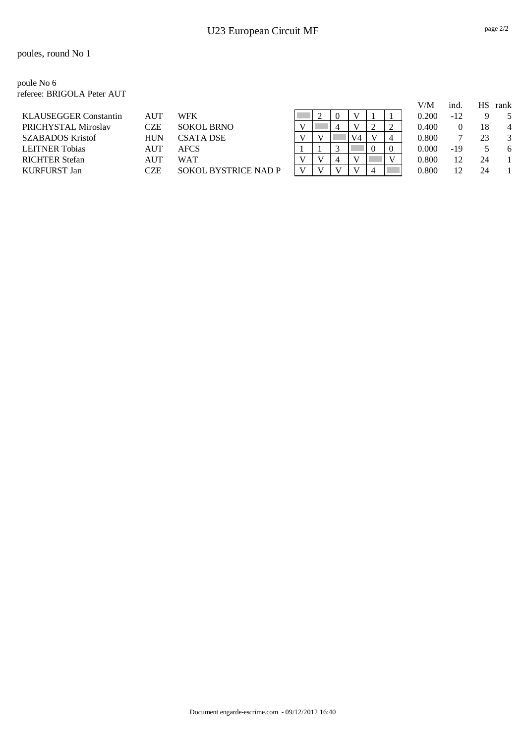U23 European Circuit MF

poules, round No 1

poule No 6
referee: BRIGOLA Peter AUT

| | | | | | | | | | | V/M | ind. | HS | rank |
|---|---|---|---|---|---|---|---|---|---|---|---|---|---|
| KLAUSEGGER Constantin | AUT | WFK | | 2 | 0 | V | 1 | 1 | | 0.200 | -12 | 9 | 5 |
| PRICHYSTAL Miroslav | CZE | SOKOL BRNO | V | | 4 | V | 2 | 2 | | 0.400 | 0 | 18 | 4 |
| SZABADOS Kristof | HUN | CSATA DSE | V | V | | V4 | V | 4 | | 0.800 | 7 | 23 | 3 |
| LEITNER Tobias | AUT | AFCS | 1 | 1 | 3 | | 0 | 0 | | 0.000 | -19 | 5 | 6 |
| RICHTER Stefan | AUT | WAT | V | V | 4 | V | | V | | 0.800 | 12 | 24 | 1 |
| KURFURST Jan | CZE | SOKOL BYSTRICE NAD P | V | V | V | V | 4 | | | 0.800 | 12 | 24 | 1 |

Document engarde-escrime.com - 09/12/2012 16:40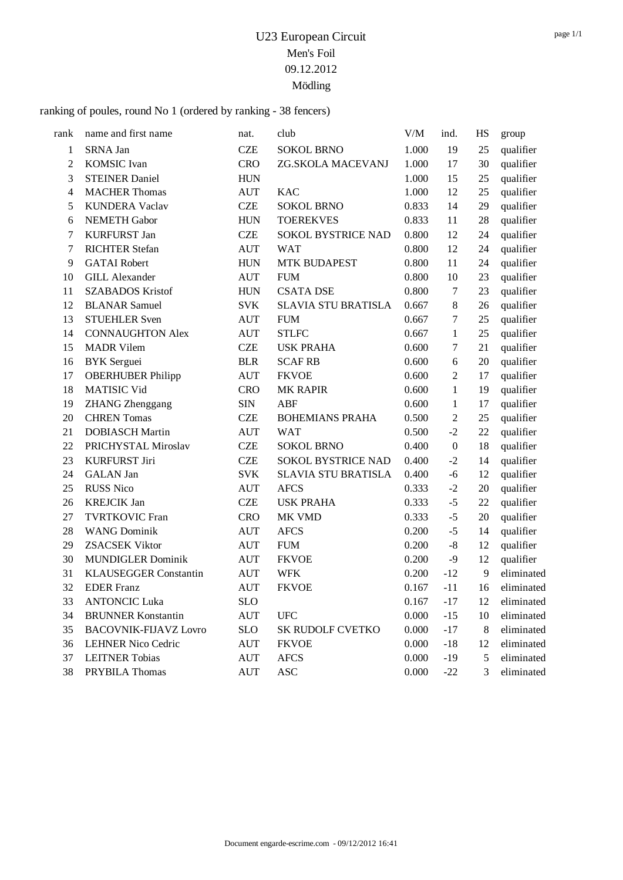# U23 European Circuit
## Men's Foil
## 09.12.2012
## Mödling

ranking of poules, round No 1 (ordered by ranking - 38 fencers)

| rank | name and first name | nat. | club | V/M | ind. | HS | group |
|---|---|---|---|---|---|---|---|
| 1 | SRNA Jan | CZE | SOKOL BRNO | 1.000 | 19 | 25 | qualifier |
| 2 | KOMSIC Ivan | CRO | ZG.SKOLA MACEVANJ | 1.000 | 17 | 30 | qualifier |
| 3 | STEINER Daniel | HUN | | 1.000 | 15 | 25 | qualifier |
| 4 | MACHER Thomas | AUT | KAC | 1.000 | 12 | 25 | qualifier |
| 5 | KUNDERA Vaclav | CZE | SOKOL BRNO | 0.833 | 14 | 29 | qualifier |
| 6 | NEMETH Gabor | HUN | TOEREKVES | 0.833 | 11 | 28 | qualifier |
| 7 | KURFURST Jan | CZE | SOKOL BYSTRICE NAD | 0.800 | 12 | 24 | qualifier |
| 7 | RICHTER Stefan | AUT | WAT | 0.800 | 12 | 24 | qualifier |
| 9 | GATAI Robert | HUN | MTK BUDAPEST | 0.800 | 11 | 24 | qualifier |
| 10 | GILL Alexander | AUT | FUM | 0.800 | 10 | 23 | qualifier |
| 11 | SZABADOS Kristof | HUN | CSATA DSE | 0.800 | 7 | 23 | qualifier |
| 12 | BLANAR Samuel | SVK | SLAVIA STU BRATISLA | 0.667 | 8 | 26 | qualifier |
| 13 | STUEHLER Sven | AUT | FUM | 0.667 | 7 | 25 | qualifier |
| 14 | CONNAUGHTON Alex | AUT | STLFC | 0.667 | 1 | 25 | qualifier |
| 15 | MADR Vilem | CZE | USK PRAHA | 0.600 | 7 | 21 | qualifier |
| 16 | BYK Serguei | BLR | SCAF RB | 0.600 | 6 | 20 | qualifier |
| 17 | OBERHUBER Philipp | AUT | FKVOE | 0.600 | 2 | 17 | qualifier |
| 18 | MATISIC Vid | CRO | MK RAPIR | 0.600 | 1 | 19 | qualifier |
| 19 | ZHANG Zhenggang | SIN | ABF | 0.600 | 1 | 17 | qualifier |
| 20 | CHREN Tomas | CZE | BOHEMIANS PRAHA | 0.500 | 2 | 25 | qualifier |
| 21 | DOBIASCH Martin | AUT | WAT | 0.500 | -2 | 22 | qualifier |
| 22 | PRICHYSTAL Miroslav | CZE | SOKOL BRNO | 0.400 | 0 | 18 | qualifier |
| 23 | KURFURST Jiri | CZE | SOKOL BYSTRICE NAD | 0.400 | -2 | 14 | qualifier |
| 24 | GALAN Jan | SVK | SLAVIA STU BRATISLA | 0.400 | -6 | 12 | qualifier |
| 25 | RUSS Nico | AUT | AFCS | 0.333 | -2 | 20 | qualifier |
| 26 | KREJCIK Jan | CZE | USK PRAHA | 0.333 | -5 | 22 | qualifier |
| 27 | TVRTKOVIC Fran | CRO | MK VMD | 0.333 | -5 | 20 | qualifier |
| 28 | WANG Dominik | AUT | AFCS | 0.200 | -5 | 14 | qualifier |
| 29 | ZSACSEK Viktor | AUT | FUM | 0.200 | -8 | 12 | qualifier |
| 30 | MUNDIGLER Dominik | AUT | FKVOE | 0.200 | -9 | 12 | qualifier |
| 31 | KLAUSEGGER Constantin | AUT | WFK | 0.200 | -12 | 9 | eliminated |
| 32 | EDER Franz | AUT | FKVOE | 0.167 | -11 | 16 | eliminated |
| 33 | ANTONCIC Luka | SLO | | 0.167 | -17 | 12 | eliminated |
| 34 | BRUNNER Konstantin | AUT | UFC | 0.000 | -15 | 10 | eliminated |
| 35 | BACOVNIK-FIJAVZ Lovro | SLO | SK RUDOLF CVETKO | 0.000 | -17 | 8 | eliminated |
| 36 | LEHNER Nico Cedric | AUT | FKVOE | 0.000 | -18 | 12 | eliminated |
| 37 | LEITNER Tobias | AUT | AFCS | 0.000 | -19 | 5 | eliminated |
| 38 | PRYBILA Thomas | AUT | ASC | 0.000 | -22 | 3 | eliminated |

Document engarde-escrime.com - 09/12/2012 16:41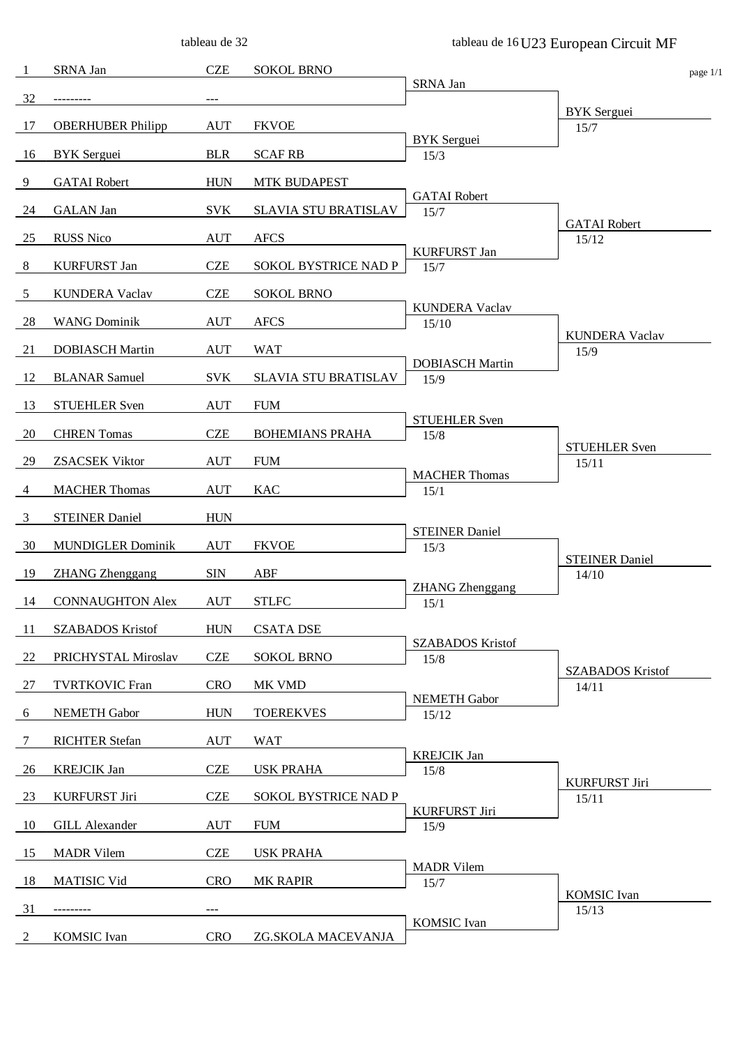# U23 European Circuit MF

## tableau de 32

| Seed | Name | Country | Club |
|---|---|---|---|
| 1 | SRNA Jan | CZE | SOKOL BRNO |
| 32 | --------- | --- | |
| 17 | OBERHUBER Philipp | AUT | FKVOE |
| 16 | BYK Serguei | BLR | SCAF RB |
| 9 | GATAI Robert | HUN | MTK BUDAPEST |
| 24 | GALAN Jan | SVK | SLAVIA STU BRATISLAV |
| 25 | RUSS Nico | AUT | AFCS |
| 8 | KURFURST Jan | CZE | SOKOL BYSTRICE NAD P |
| 5 | KUNDERA Vaclav | CZE | SOKOL BRNO |
| 28 | WANG Dominik | AUT | AFCS |
| 21 | DOBIASCH Martin | AUT | WAT |
| 12 | BLANAR Samuel | SVK | SLAVIA STU BRATISLAV |
| 13 | STUEHLER Sven | AUT | FUM |
| 20 | CHREN Tomas | CZE | BOHEMIANS PRAHA |
| 29 | ZSACSEK Viktor | AUT | FUM |
| 4 | MACHER Thomas | AUT | KAC |
| 3 | STEINER Daniel | HUN | |
| 30 | MUNDIGLER Dominik | AUT | FKVOE |
| 19 | ZHANG Zhenggang | SIN | ABF |
| 14 | CONNAUGHTON Alex | AUT | STLFC |
| 11 | SZABADOS Kristof | HUN | CSATA DSE |
| 22 | PRICHYSTAL Miroslav | CZE | SOKOL BRNO |
| 27 | TVRTKOVIC Fran | CRO | MK VMD |
| 6 | NEMETH Gabor | HUN | TOEREKVES |
| 7 | RICHTER Stefan | AUT | WAT |
| 26 | KREJCIK Jan | CZE | USK PRAHA |
| 23 | KURFURST Jiri | CZE | SOKOL BYSTRICE NAD P |
| 10 | GILL Alexander | AUT | FUM |
| 15 | MADR Vilem | CZE | USK PRAHA |
| 18 | MATISIC Vid | CRO | MK RAPIR |
| 31 | --------- | --- | |
| 2 | KOMSIC Ivan | CRO | ZG.SKOLA MACEVANJA |

## tableau de 16

| Winner (tableau de 32) | Score | Winner (tableau de 16) | Score |
|---|---|---|---|
| SRNA Jan | | BYK Serguei | 15/7 |
| BYK Serguei | 15/3 | | |
| GATAI Robert | 15/7 | GATAI Robert | 15/12 |
| KURFURST Jan | 15/7 | | |
| KUNDERA Vaclav | 15/10 | KUNDERA Vaclav | 15/9 |
| DOBIASCH Martin | 15/9 | | |
| STUEHLER Sven | 15/8 | STUEHLER Sven | 15/11 |
| MACHER Thomas | 15/1 | | |
| STEINER Daniel | 15/3 | STEINER Daniel | 14/10 |
| ZHANG Zhenggang | 15/1 | | |
| SZABADOS Kristof | 15/8 | SZABADOS Kristof | 14/11 |
| NEMETH Gabor | 15/12 | | |
| KREJCIK Jan | 15/8 | KURFURST Jiri | 15/11 |
| KURFURST Jiri | 15/9 | | |
| MADR Vilem | 15/7 | KOMSIC Ivan | 15/13 |
| KOMSIC Ivan | | | |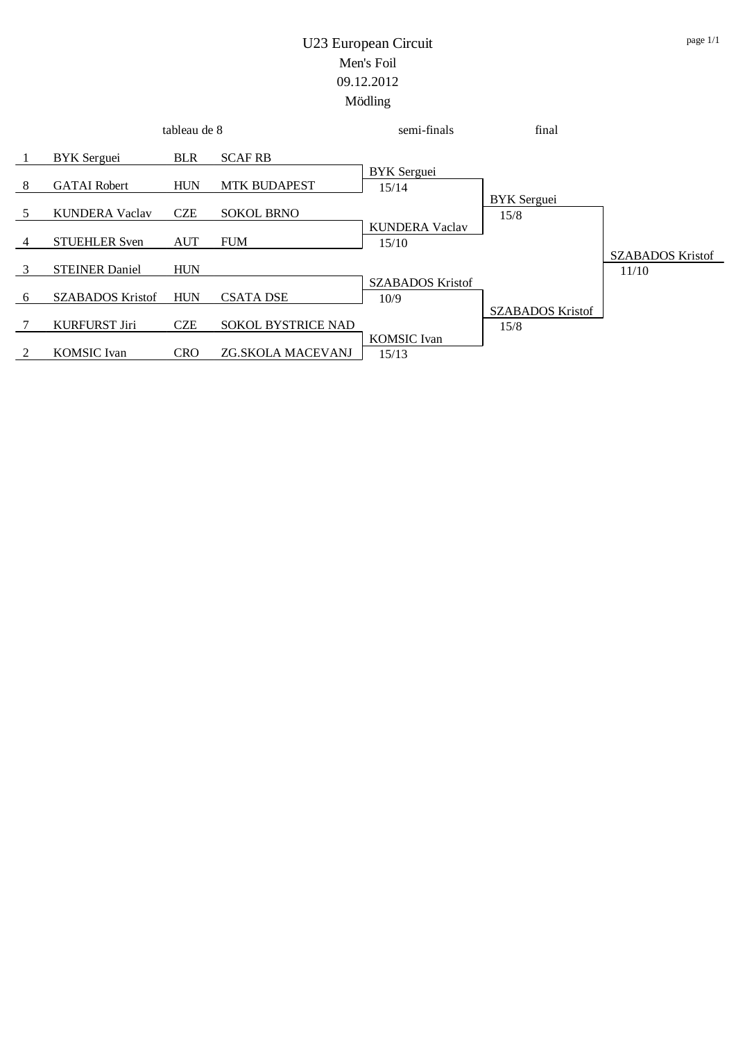# U23 European Circuit

## Men's Foil

## 09.12.2012

## Mödling

| Seed | Name | Nation | Club | tableau de 8 → semi-finals | semi-finals → final | final |
|---|---|---|---|---|---|---|
| 1 | BYK Serguei | BLR | SCAF RB | BYK Serguei 15/14 | BYK Serguei 15/8 | SZABADOS Kristof 11/10 |
| 8 | GATAI Robert | HUN | MTK BUDAPEST | | | |
| 5 | KUNDERA Vaclav | CZE | SOKOL BRNO | KUNDERA Vaclav 15/10 | | |
| 4 | STUEHLER Sven | AUT | FUM | | | |
| 3 | STEINER Daniel | HUN | | SZABADOS Kristof 10/9 | SZABADOS Kristof 15/8 | |
| 6 | SZABADOS Kristof | HUN | CSATA DSE | | | |
| 7 | KURFURST Jiri | CZE | SOKOL BYSTRICE NAD | KOMSIC Ivan 15/13 | | |
| 2 | KOMSIC Ivan | CRO | ZG.SKOLA MACEVANJ | | | |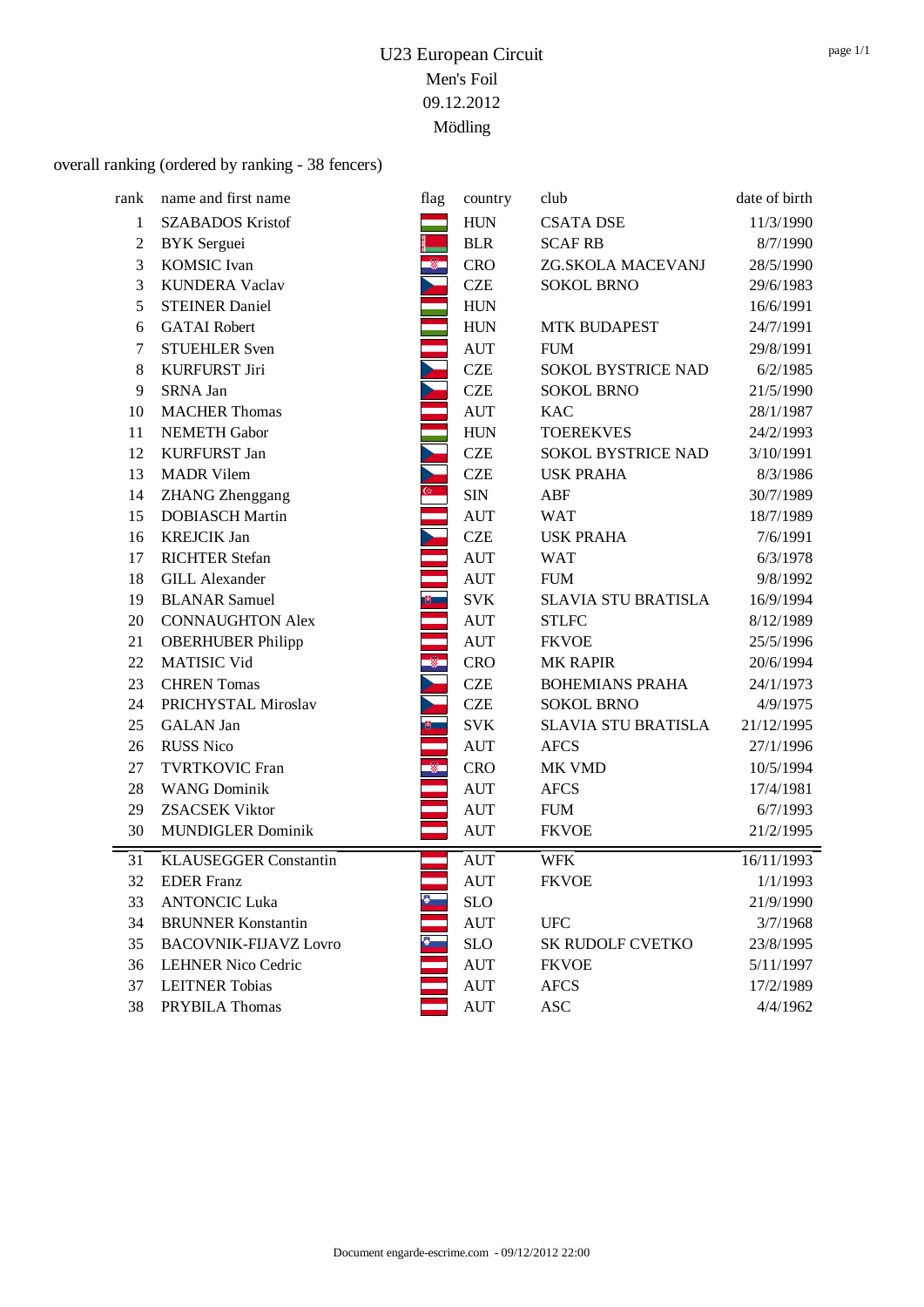# U23 European Circuit

## Men's Foil

## 09.12.2012

## Mödling

overall ranking (ordered by ranking - 38 fencers)

| rank | name and first name | flag | country | club | date of birth |
|---|---|---|---|---|---|
| 1 | SZABADOS Kristof | | HUN | CSATA DSE | 11/3/1990 |
| 2 | BYK Serguei | | BLR | SCAF RB | 8/7/1990 |
| 3 | KOMSIC Ivan | | CRO | ZG.SKOLA MACEVANJ | 28/5/1990 |
| 3 | KUNDERA Vaclav | | CZE | SOKOL BRNO | 29/6/1983 |
| 5 | STEINER Daniel | | HUN | | 16/6/1991 |
| 6 | GATAI Robert | | HUN | MTK BUDAPEST | 24/7/1991 |
| 7 | STUEHLER Sven | | AUT | FUM | 29/8/1991 |
| 8 | KURFURST Jiri | | CZE | SOKOL BYSTRICE NAD | 6/2/1985 |
| 9 | SRNA Jan | | CZE | SOKOL BRNO | 21/5/1990 |
| 10 | MACHER Thomas | | AUT | KAC | 28/1/1987 |
| 11 | NEMETH Gabor | | HUN | TOEREKVES | 24/2/1993 |
| 12 | KURFURST Jan | | CZE | SOKOL BYSTRICE NAD | 3/10/1991 |
| 13 | MADR Vilem | | CZE | USK PRAHA | 8/3/1986 |
| 14 | ZHANG Zhenggang | | SIN | ABF | 30/7/1989 |
| 15 | DOBIASCH Martin | | AUT | WAT | 18/7/1989 |
| 16 | KREJCIK Jan | | CZE | USK PRAHA | 7/6/1991 |
| 17 | RICHTER Stefan | | AUT | WAT | 6/3/1978 |
| 18 | GILL Alexander | | AUT | FUM | 9/8/1992 |
| 19 | BLANAR Samuel | | SVK | SLAVIA STU BRATISLA | 16/9/1994 |
| 20 | CONNAUGHTON Alex | | AUT | STLFC | 8/12/1989 |
| 21 | OBERHUBER Philipp | | AUT | FKVOE | 25/5/1996 |
| 22 | MATISIC Vid | | CRO | MK RAPIR | 20/6/1994 |
| 23 | CHREN Tomas | | CZE | BOHEMIANS PRAHA | 24/1/1973 |
| 24 | PRICHYSTAL Miroslav | | CZE | SOKOL BRNO | 4/9/1975 |
| 25 | GALAN Jan | | SVK | SLAVIA STU BRATISLA | 21/12/1995 |
| 26 | RUSS Nico | | AUT | AFCS | 27/1/1996 |
| 27 | TVRTKOVIC Fran | | CRO | MK VMD | 10/5/1994 |
| 28 | WANG Dominik | | AUT | AFCS | 17/4/1981 |
| 29 | ZSACSEK Viktor | | AUT | FUM | 6/7/1993 |
| 30 | MUNDIGLER Dominik | | AUT | FKVOE | 21/2/1995 |
| 31 | KLAUSEGGER Constantin | | AUT | WFK | 16/11/1993 |
| 32 | EDER Franz | | AUT | FKVOE | 1/1/1993 |
| 33 | ANTONCIC Luka | | SLO | | 21/9/1990 |
| 34 | BRUNNER Konstantin | | AUT | UFC | 3/7/1968 |
| 35 | BACOVNIK-FIJAVZ Lovro | | SLO | SK RUDOLF CVETKO | 23/8/1995 |
| 36 | LEHNER Nico Cedric | | AUT | FKVOE | 5/11/1997 |
| 37 | LEITNER Tobias | | AUT | AFCS | 17/2/1989 |
| 38 | PRYBILA Thomas | | AUT | ASC | 4/4/1962 |

Document engarde-escrime.com - 09/12/2012 22:00